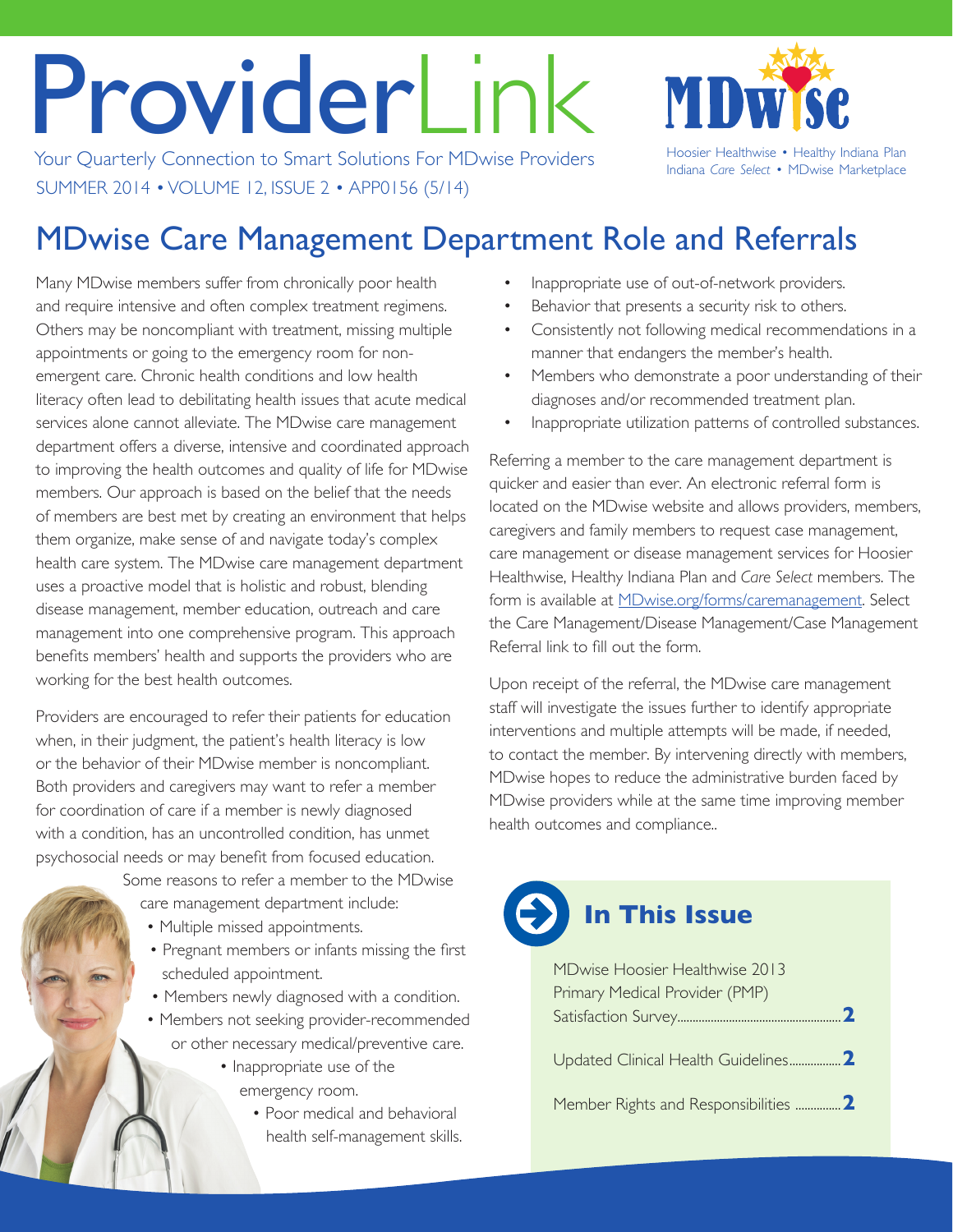# ProviderLink

Your Quarterly Connection to Smart Solutions For MDwise Providers

SUMMER 2014 • VOLUME 12, ISSUE 2 • APP0156 (5/14)

MDwise

Hoosier Healthwise • Healthy Indiana Plan
Indiana *Care Select* • MDwise Marketplace

## MDwise Care Management Department Role and Referrals

Many MDwise members suffer from chronically poor health and require intensive and often complex treatment regimens. Others may be noncompliant with treatment, missing multiple appointments or going to the emergency room for non-emergent care. Chronic health conditions and low health literacy often lead to debilitating health issues that acute medical services alone cannot alleviate. The MDwise care management department offers a diverse, intensive and coordinated approach to improving the health outcomes and quality of life for MDwise members. Our approach is based on the belief that the needs of members are best met by creating an environment that helps them organize, make sense of and navigate today's complex health care system. The MDwise care management department uses a proactive model that is holistic and robust, blending disease management, member education, outreach and care management into one comprehensive program. This approach benefits members' health and supports the providers who are working for the best health outcomes.

Providers are encouraged to refer their patients for education when, in their judgment, the patient's health literacy is low or the behavior of their MDwise member is noncompliant. Both providers and caregivers may want to refer a member for coordination of care if a member is newly diagnosed with a condition, has an uncontrolled condition, has unmet psychosocial needs or may benefit from focused education. Some reasons to refer a member to the MDwise care management department include:

- Multiple missed appointments.
- Pregnant members or infants missing the first scheduled appointment.
- Members newly diagnosed with a condition.
- Members not seeking provider-recommended or other necessary medical/preventive care.
- Inappropriate use of the emergency room.
- Poor medical and behavioral health self-management skills.
- Inappropriate use of out-of-network providers.
- Behavior that presents a security risk to others.
- Consistently not following medical recommendations in a manner that endangers the member's health.
- Members who demonstrate a poor understanding of their diagnoses and/or recommended treatment plan.
- Inappropriate utilization patterns of controlled substances.

Referring a member to the care management department is quicker and easier than ever. An electronic referral form is located on the MDwise website and allows providers, members, caregivers and family members to request case management, care management or disease management services for Hoosier Healthwise, Healthy Indiana Plan and *Care Select* members. The form is available at MDwise.org/forms/caremanagement. Select the Care Management/Disease Management/Case Management Referral link to fill out the form.

Upon receipt of the referral, the MDwise care management staff will investigate the issues further to identify appropriate interventions and multiple attempts will be made, if needed, to contact the member. By intervening directly with members, MDwise hopes to reduce the administrative burden faced by MDwise providers while at the same time improving member health outcomes and compliance..

### In This Issue

- MDwise Hoosier Healthwise 2013 Primary Medical Provider (PMP) Satisfaction Survey........ **2**
- Updated Clinical Health Guidelines........ **2**
- Member Rights and Responsibilities........ **2**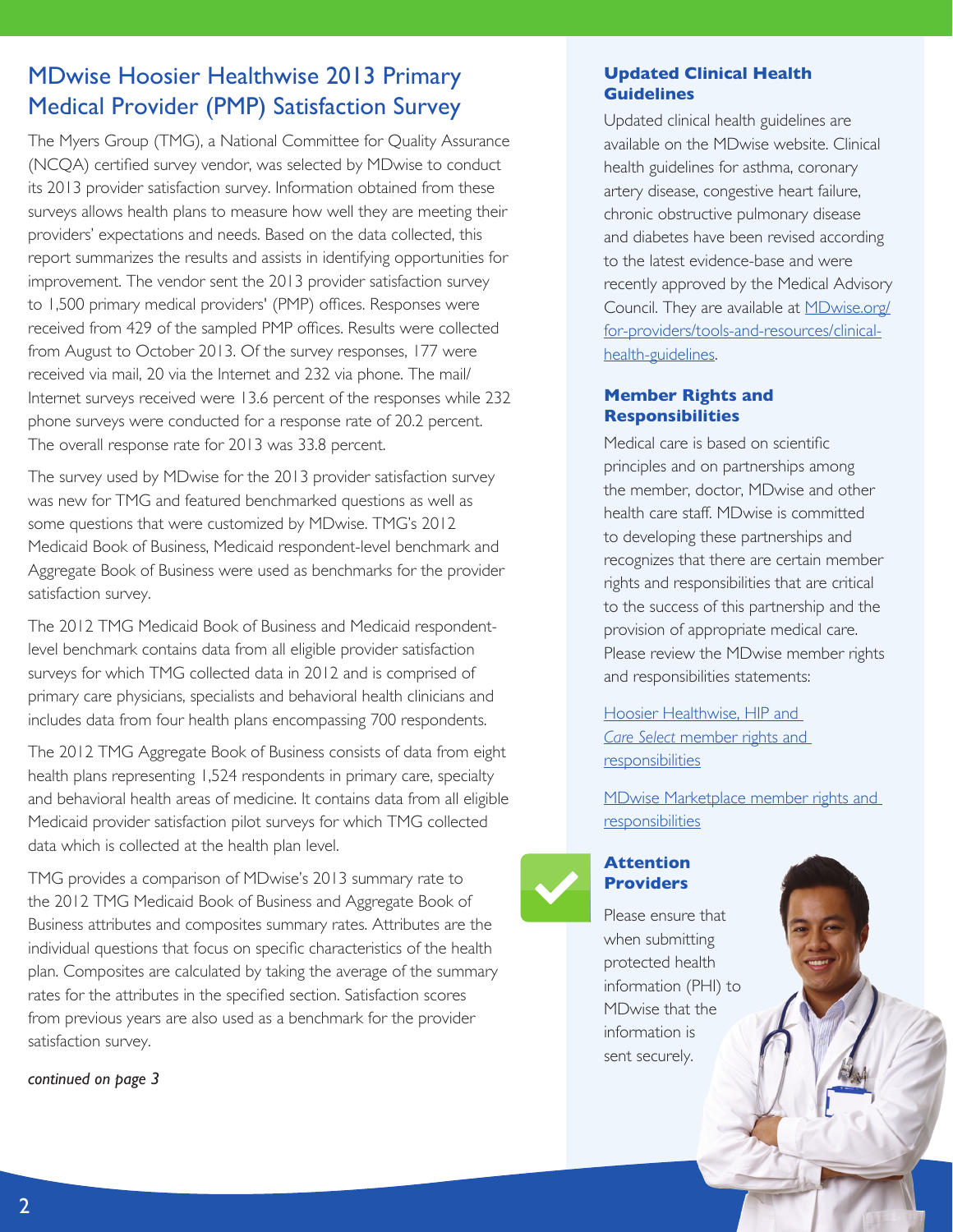## MDwise Hoosier Healthwise 2013 Primary Medical Provider (PMP) Satisfaction Survey

The Myers Group (TMG), a National Committee for Quality Assurance (NCQA) certified survey vendor, was selected by MDwise to conduct its 2013 provider satisfaction survey. Information obtained from these surveys allows health plans to measure how well they are meeting their providers' expectations and needs. Based on the data collected, this report summarizes the results and assists in identifying opportunities for improvement. The vendor sent the 2013 provider satisfaction survey to 1,500 primary medical providers' (PMP) offices. Responses were received from 429 of the sampled PMP offices. Results were collected from August to October 2013. Of the survey responses, 177 were received via mail, 20 via the Internet and 232 via phone. The mail/Internet surveys received were 13.6 percent of the responses while 232 phone surveys were conducted for a response rate of 20.2 percent. The overall response rate for 2013 was 33.8 percent.

The survey used by MDwise for the 2013 provider satisfaction survey was new for TMG and featured benchmarked questions as well as some questions that were customized by MDwise. TMG's 2012 Medicaid Book of Business, Medicaid respondent-level benchmark and Aggregate Book of Business were used as benchmarks for the provider satisfaction survey.

The 2012 TMG Medicaid Book of Business and Medicaid respondent-level benchmark contains data from all eligible provider satisfaction surveys for which TMG collected data in 2012 and is comprised of primary care physicians, specialists and behavioral health clinicians and includes data from four health plans encompassing 700 respondents.

The 2012 TMG Aggregate Book of Business consists of data from eight health plans representing 1,524 respondents in primary care, specialty and behavioral health areas of medicine. It contains data from all eligible Medicaid provider satisfaction pilot surveys for which TMG collected data which is collected at the health plan level.

TMG provides a comparison of MDwise's 2013 summary rate to the 2012 TMG Medicaid Book of Business and Aggregate Book of Business attributes and composites summary rates. Attributes are the individual questions that focus on specific characteristics of the health plan. Composites are calculated by taking the average of the summary rates for the attributes in the specified section. Satisfaction scores from previous years are also used as a benchmark for the provider satisfaction survey.

*continued on page 3*

### Updated Clinical Health Guidelines

Updated clinical health guidelines are available on the MDwise website. Clinical health guidelines for asthma, coronary artery disease, congestive heart failure, chronic obstructive pulmonary disease and diabetes have been revised according to the latest evidence-base and were recently approved by the Medical Advisory Council. They are available at MDwise.org/for-providers/tools-and-resources/clinical-health-guidelines.

### Member Rights and Responsibilities

Medical care is based on scientific principles and on partnerships among the member, doctor, MDwise and other health care staff. MDwise is committed to developing these partnerships and recognizes that there are certain member rights and responsibilities that are critical to the success of this partnership and the provision of appropriate medical care. Please review the MDwise member rights and responsibilities statements:

Hoosier Healthwise, HIP and *Care Select* member rights and responsibilities

MDwise Marketplace member rights and responsibilities

### Attention Providers

Please ensure that when submitting protected health information (PHI) to MDwise that the information is sent securely.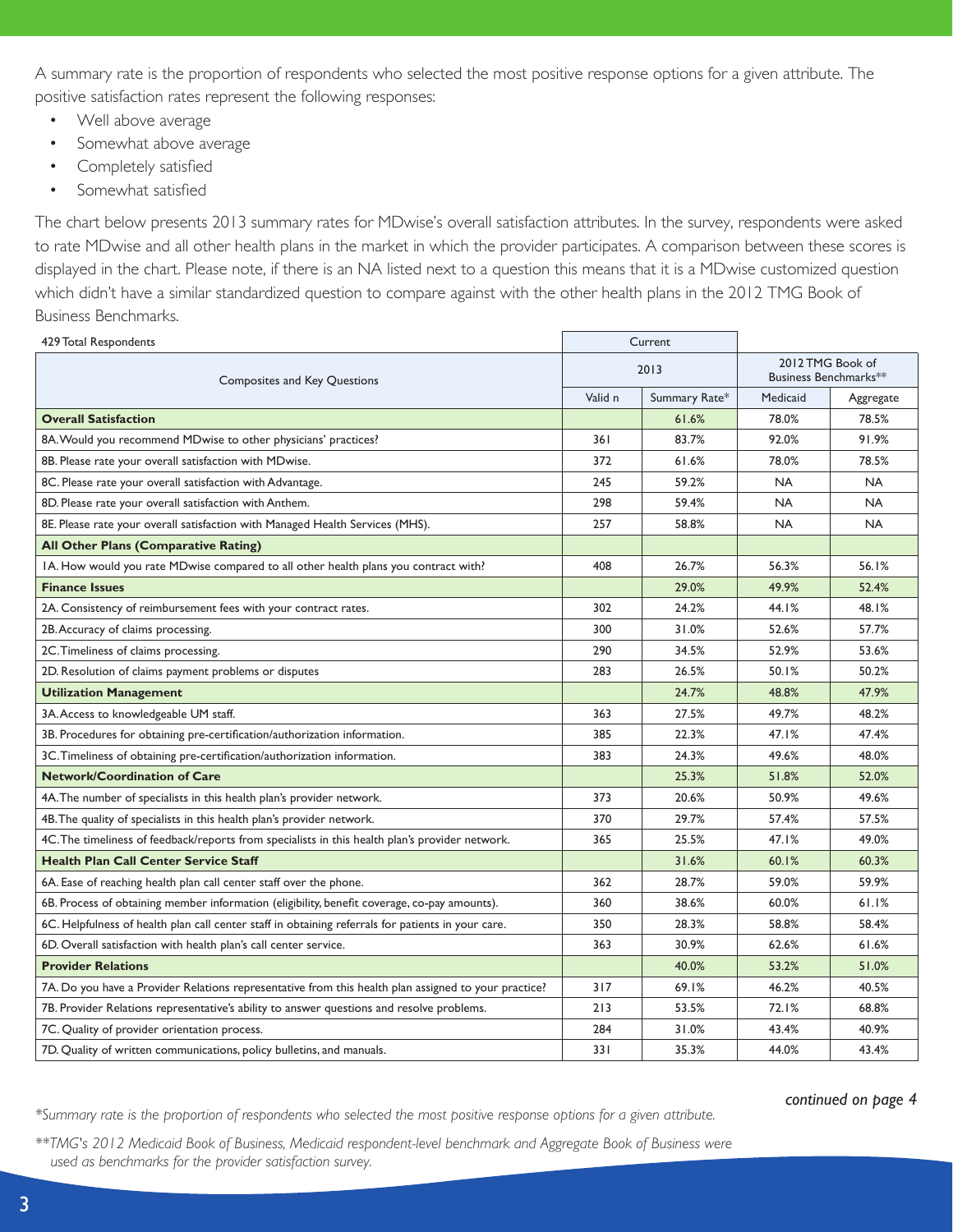A summary rate is the proportion of respondents who selected the most positive response options for a given attribute. The positive satisfaction rates represent the following responses:

- Well above average
- Somewhat above average
- Completely satisfied
- Somewhat satisfied

The chart below presents 2013 summary rates for MDwise's overall satisfaction attributes. In the survey, respondents were asked to rate MDwise and all other health plans in the market in which the provider participates. A comparison between these scores is displayed in the chart. Please note, if there is an NA listed next to a question this means that it is a MDwise customized question which didn't have a similar standardized question to compare against with the other health plans in the 2012 TMG Book of Business Benchmarks.

| 429 Total Respondents | Current | | | |
|---|---|---|---|---|
| Composites and Key Questions | 2013 | | 2012 TMG Book of Business Benchmarks** | |
| | Valid n | Summary Rate* | Medicaid | Aggregate |
| **Overall Satisfaction** | | 61.6% | 78.0% | 78.5% |
| 8A. Would you recommend MDwise to other physicians' practices? | 361 | 83.7% | 92.0% | 91.9% |
| 8B. Please rate your overall satisfaction with MDwise. | 372 | 61.6% | 78.0% | 78.5% |
| 8C. Please rate your overall satisfaction with Advantage. | 245 | 59.2% | NA | NA |
| 8D. Please rate your overall satisfaction with Anthem. | 298 | 59.4% | NA | NA |
| 8E. Please rate your overall satisfaction with Managed Health Services (MHS). | 257 | 58.8% | NA | NA |
| **All Other Plans (Comparative Rating)** | | | | |
| 1A. How would you rate MDwise compared to all other health plans you contract with? | 408 | 26.7% | 56.3% | 56.1% |
| **Finance Issues** | | 29.0% | 49.9% | 52.4% |
| 2A. Consistency of reimbursement fees with your contract rates. | 302 | 24.2% | 44.1% | 48.1% |
| 2B. Accuracy of claims processing. | 300 | 31.0% | 52.6% | 57.7% |
| 2C. Timeliness of claims processing. | 290 | 34.5% | 52.9% | 53.6% |
| 2D. Resolution of claims payment problems or disputes | 283 | 26.5% | 50.1% | 50.2% |
| **Utilization Management** | | 24.7% | 48.8% | 47.9% |
| 3A. Access to knowledgeable UM staff. | 363 | 27.5% | 49.7% | 48.2% |
| 3B. Procedures for obtaining pre-certification/authorization information. | 385 | 22.3% | 47.1% | 47.4% |
| 3C. Timeliness of obtaining pre-certification/authorization information. | 383 | 24.3% | 49.6% | 48.0% |
| **Network/Coordination of Care** | | 25.3% | 51.8% | 52.0% |
| 4A. The number of specialists in this health plan's provider network. | 373 | 20.6% | 50.9% | 49.6% |
| 4B. The quality of specialists in this health plan's provider network. | 370 | 29.7% | 57.4% | 57.5% |
| 4C. The timeliness of feedback/reports from specialists in this health plan's provider network. | 365 | 25.5% | 47.1% | 49.0% |
| **Health Plan Call Center Service Staff** | | 31.6% | 60.1% | 60.3% |
| 6A. Ease of reaching health plan call center staff over the phone. | 362 | 28.7% | 59.0% | 59.9% |
| 6B. Process of obtaining member information (eligibility, benefit coverage, co-pay amounts). | 360 | 38.6% | 60.0% | 61.1% |
| 6C. Helpfulness of health plan call center staff in obtaining referrals for patients in your care. | 350 | 28.3% | 58.8% | 58.4% |
| 6D. Overall satisfaction with health plan's call center service. | 363 | 30.9% | 62.6% | 61.6% |
| **Provider Relations** | | 40.0% | 53.2% | 51.0% |
| 7A. Do you have a Provider Relations representative from this health plan assigned to your practice? | 317 | 69.1% | 46.2% | 40.5% |
| 7B. Provider Relations representative's ability to answer questions and resolve problems. | 213 | 53.5% | 72.1% | 68.8% |
| 7C. Quality of provider orientation process. | 284 | 31.0% | 43.4% | 40.9% |
| 7D. Quality of written communications, policy bulletins, and manuals. | 331 | 35.3% | 44.0% | 43.4% |

*continued on page 4*

*\*Summary rate is the proportion of respondents who selected the most positive response options for a given attribute.*

*\*\*TMG's 2012 Medicaid Book of Business, Medicaid respondent-level benchmark and Aggregate Book of Business were used as benchmarks for the provider satisfaction survey.*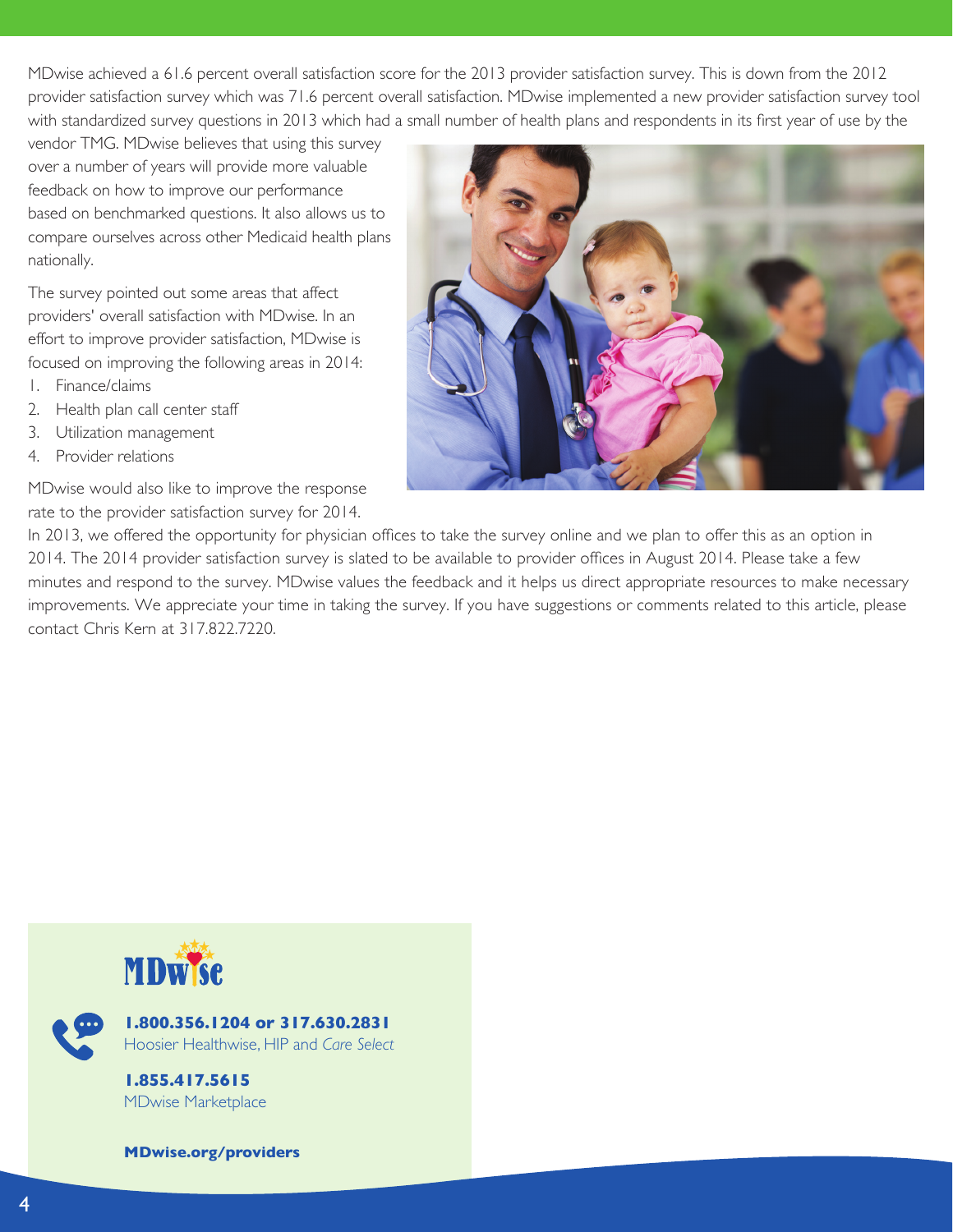MDwise achieved a 61.6 percent overall satisfaction score for the 2013 provider satisfaction survey. This is down from the 2012 provider satisfaction survey which was 71.6 percent overall satisfaction. MDwise implemented a new provider satisfaction survey tool with standardized survey questions in 2013 which had a small number of health plans and respondents in its first year of use by the vendor TMG. MDwise believes that using this survey over a number of years will provide more valuable feedback on how to improve our performance based on benchmarked questions. It also allows us to compare ourselves across other Medicaid health plans nationally.

The survey pointed out some areas that affect providers' overall satisfaction with MDwise. In an effort to improve provider satisfaction, MDwise is focused on improving the following areas in 2014:

1. Finance/claims
2. Health plan call center staff
3. Utilization management
4. Provider relations

MDwise would also like to improve the response rate to the provider satisfaction survey for 2014. In 2013, we offered the opportunity for physician offices to take the survey online and we plan to offer this as an option in 2014. The 2014 provider satisfaction survey is slated to be available to provider offices in August 2014. Please take a few minutes and respond to the survey. MDwise values the feedback and it helps us direct appropriate resources to make necessary improvements. We appreciate your time in taking the survey. If you have suggestions or comments related to this article, please contact Chris Kern at 317.822.7220.

MDwise

**1.800.356.1204 or 317.630.2831**
Hoosier Healthwise, HIP and *Care Select*

**1.855.417.5615**
MDwise Marketplace

**MDwise.org/providers**